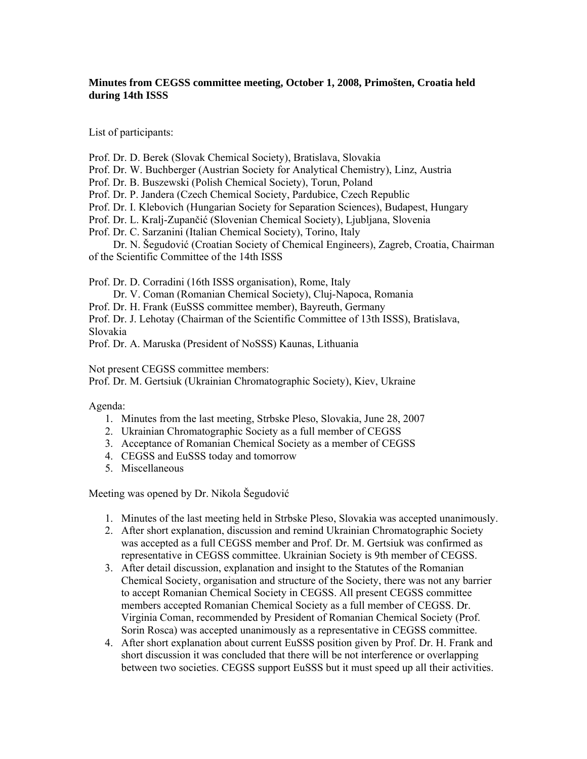**Minutes from CEGSS committee meeting, October 1, 2008, Primošten, Croatia held during 14th ISSS**

List of participants:

Prof. Dr. D. Berek (Slovak Chemical Society), Bratislava, Slovakia
Prof. Dr. W. Buchberger (Austrian Society for Analytical Chemistry), Linz, Austria
Prof. Dr. B. Buszewski (Polish Chemical Society), Torun, Poland
Prof. Dr. P. Jandera (Czech Chemical Society, Pardubice, Czech Republic
Prof. Dr. I. Klebovich (Hungarian Society for Separation Sciences), Budapest, Hungary
Prof. Dr. L. Kralj-Zupančić (Slovenian Chemical Society), Ljubljana, Slovenia
Prof. Dr. C. Sarzanini (Italian Chemical Society), Torino, Italy
Dr. N. Šegudović (Croatian Society of Chemical Engineers), Zagreb, Croatia, Chairman of the Scientific Committee of the 14th ISSS

Prof. Dr. D. Corradini (16th ISSS organisation), Rome, Italy
Dr. V. Coman (Romanian Chemical Society), Cluj-Napoca, Romania
Prof. Dr. H. Frank (EuSSS committee member), Bayreuth, Germany
Prof. Dr. J. Lehotay (Chairman of the Scientific Committee of 13th ISSS), Bratislava, Slovakia
Prof. Dr. A. Maruska (President of NoSSS) Kaunas, Lithuania

Not present CEGSS committee members:
Prof. Dr. M. Gertsiuk (Ukrainian Chromatographic Society), Kiev, Ukraine

Agenda:

1. Minutes from the last meeting, Strbske Pleso, Slovakia, June 28, 2007
2. Ukrainian Chromatographic Society as a full member of CEGSS
3. Acceptance of Romanian Chemical Society as a member of CEGSS
4. CEGSS and EuSSS today and tomorrow
5. Miscellaneous

Meeting was opened by Dr. Nikola Šegudović

1. Minutes of the last meeting held in Strbske Pleso, Slovakia was accepted unanimously.
2. After short explanation, discussion and remind Ukrainian Chromatographic Society was accepted as a full CEGSS member and Prof. Dr. M. Gertsiuk was confirmed as representative in CEGSS committee. Ukrainian Society is 9th member of CEGSS.
3. After detail discussion, explanation and insight to the Statutes of the Romanian Chemical Society, organisation and structure of the Society, there was not any barrier to accept Romanian Chemical Society in CEGSS. All present CEGSS committee members accepted Romanian Chemical Society as a full member of CEGSS. Dr. Virginia Coman, recommended by President of Romanian Chemical Society (Prof. Sorin Rosca) was accepted unanimously as a representative in CEGSS committee.
4. After short explanation about current EuSSS position given by Prof. Dr. H. Frank and short discussion it was concluded that there will be not interference or overlapping between two societies. CEGSS support EuSSS but it must speed up all their activities.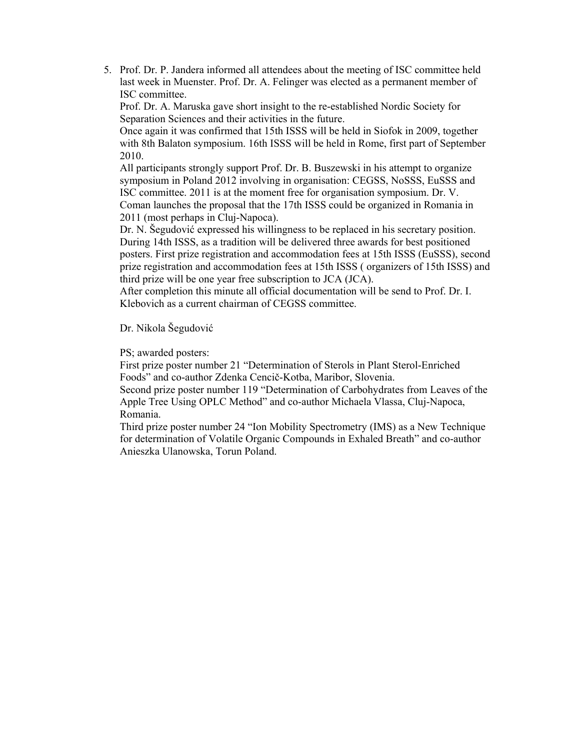5. Prof. Dr. P. Jandera informed all attendees about the meeting of ISC committee held last week in Muenster. Prof. Dr. A. Felinger was elected as a permanent member of ISC committee.
   Prof. Dr. A. Maruska gave short insight to the re-established Nordic Society for Separation Sciences and their activities in the future.
   Once again it was confirmed that 15th ISSS will be held in Siofok in 2009, together with 8th Balaton symposium. 16th ISSS will be held in Rome, first part of September 2010.
   All participants strongly support Prof. Dr. B. Buszewski in his attempt to organize symposium in Poland 2012 involving in organisation: CEGSS, NoSSS, EuSSS and ISC committee. 2011 is at the moment free for organisation symposium. Dr. V. Coman launches the proposal that the 17th ISSS could be organized in Romania in 2011 (most perhaps in Cluj-Napoca).
   Dr. N. Šegudović expressed his willingness to be replaced in his secretary position.
   During 14th ISSS, as a tradition will be delivered three awards for best positioned posters. First prize registration and accommodation fees at 15th ISSS (EuSSS), second prize registration and accommodation fees at 15th ISSS ( organizers of 15th ISSS) and third prize will be one year free subscription to JCA (JCA).
   After completion this minute all official documentation will be send to Prof. Dr. I. Klebovich as a current chairman of CEGSS committee.

   Dr. Nikola Šegudović

   PS; awarded posters:
   First prize poster number 21 "Determination of Sterols in Plant Sterol-Enriched Foods" and co-author Zdenka Cencič-Kotba, Maribor, Slovenia.
   Second prize poster number 119 "Determination of Carbohydrates from Leaves of the Apple Tree Using OPLC Method" and co-author Michaela Vlassa, Cluj-Napoca, Romania.
   Third prize poster number 24 "Ion Mobility Spectrometry (IMS) as a New Technique for determination of Volatile Organic Compounds in Exhaled Breath" and co-author Anieszka Ulanowska, Torun Poland.